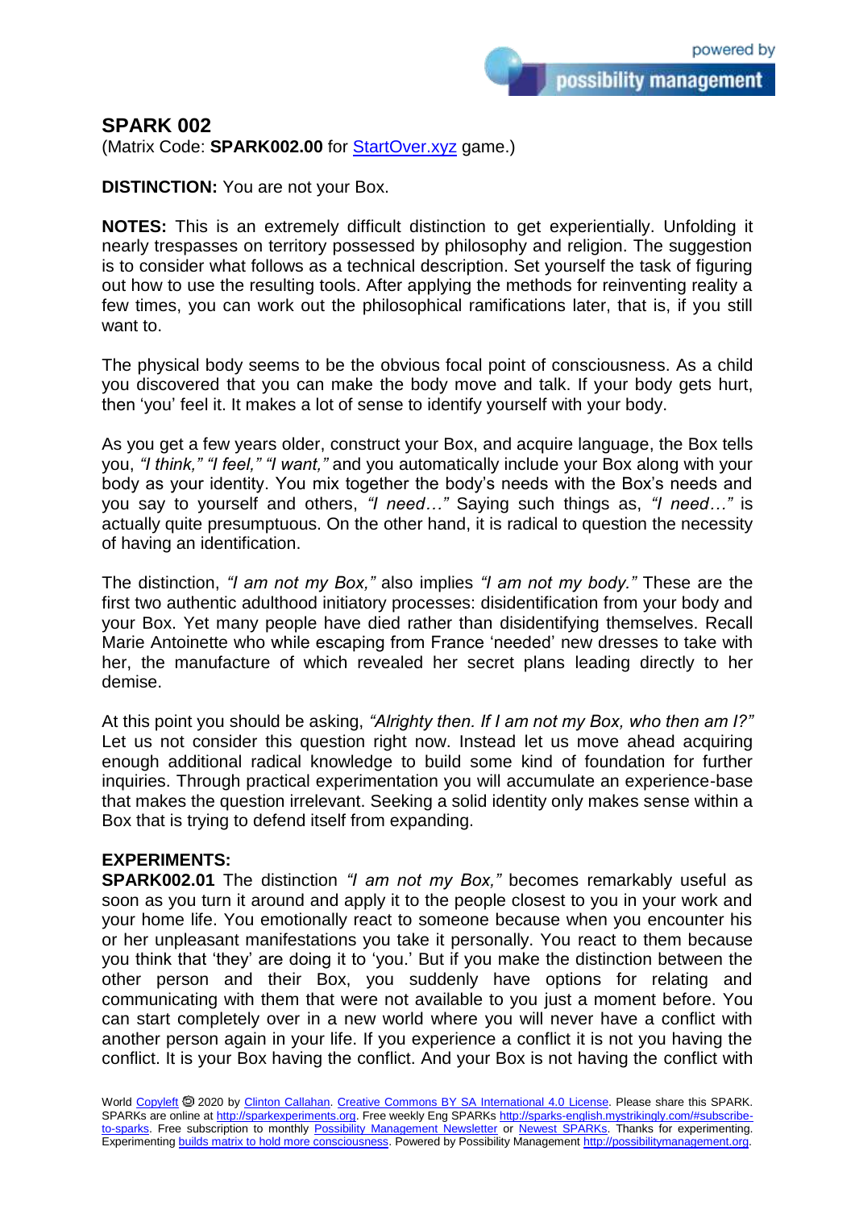## SPARK 002

(Matrix Code: **SPARK002.00** for StartOver.xyz game.)

**DISTINCTION:** You are not your Box.

**NOTES:** This is an extremely difficult distinction to get experientially. Unfolding it nearly trespasses on territory possessed by philosophy and religion. The suggestion is to consider what follows as a technical description. Set yourself the task of figuring out how to use the resulting tools. After applying the methods for reinventing reality a few times, you can work out the philosophical ramifications later, that is, if you still want to.

The physical body seems to be the obvious focal point of consciousness. As a child you discovered that you can make the body move and talk. If your body gets hurt, then 'you' feel it. It makes a lot of sense to identify yourself with your body.

As you get a few years older, construct your Box, and acquire language, the Box tells you, *"I think," "I feel," "I want,"* and you automatically include your Box along with your body as your identity. You mix together the body's needs with the Box's needs and you say to yourself and others, *"I need…"* Saying such things as, *"I need…"* is actually quite presumptuous. On the other hand, it is radical to question the necessity of having an identification.

The distinction, *"I am not my Box,"* also implies *"I am not my body."* These are the first two authentic adulthood initiatory processes: disidentification from your body and your Box. Yet many people have died rather than disidentifying themselves. Recall Marie Antoinette who while escaping from France 'needed' new dresses to take with her, the manufacture of which revealed her secret plans leading directly to her demise.

At this point you should be asking, *"Alrighty then. If I am not my Box, who then am I?"* Let us not consider this question right now. Instead let us move ahead acquiring enough additional radical knowledge to build some kind of foundation for further inquiries. Through practical experimentation you will accumulate an experience-base that makes the question irrelevant. Seeking a solid identity only makes sense within a Box that is trying to defend itself from expanding.

**EXPERIMENTS:**

**SPARK002.01** The distinction *"I am not my Box,"* becomes remarkably useful as soon as you turn it around and apply it to the people closest to you in your work and your home life. You emotionally react to someone because when you encounter his or her unpleasant manifestations you take it personally. You react to them because you think that 'they' are doing it to 'you.' But if you make the distinction between the other person and their Box, you suddenly have options for relating and communicating with them that were not available to you just a moment before. You can start completely over in a new world where you will never have a conflict with another person again in your life. If you experience a conflict it is not you having the conflict. It is your Box having the conflict. And your Box is not having the conflict with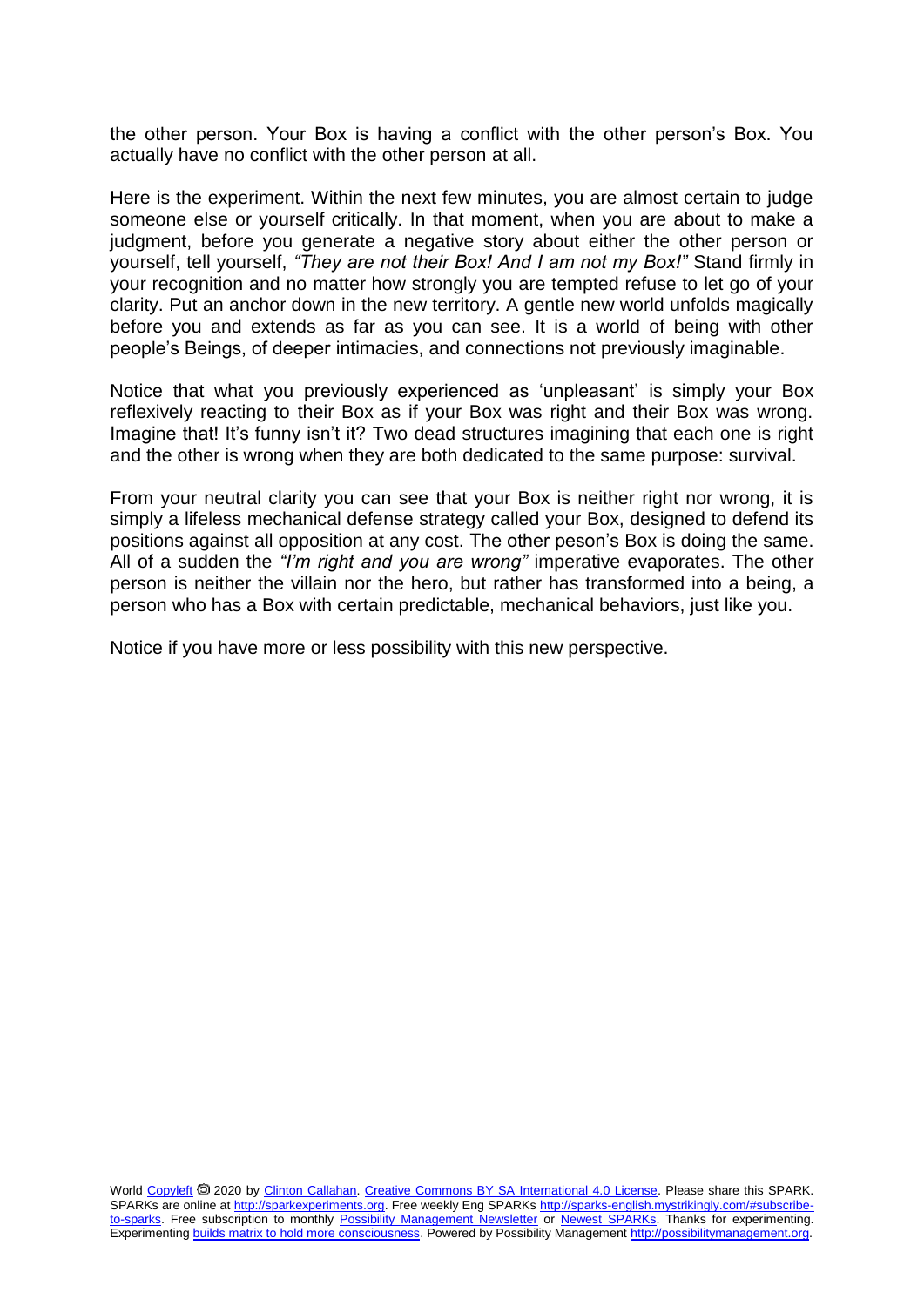the other person. Your Box is having a conflict with the other person's Box. You actually have no conflict with the other person at all.

Here is the experiment. Within the next few minutes, you are almost certain to judge someone else or yourself critically. In that moment, when you are about to make a judgment, before you generate a negative story about either the other person or yourself, tell yourself, *"They are not their Box! And I am not my Box!"* Stand firmly in your recognition and no matter how strongly you are tempted refuse to let go of your clarity. Put an anchor down in the new territory. A gentle new world unfolds magically before you and extends as far as you can see. It is a world of being with other people's Beings, of deeper intimacies, and connections not previously imaginable.

Notice that what you previously experienced as 'unpleasant' is simply your Box reflexively reacting to their Box as if your Box was right and their Box was wrong. Imagine that! It's funny isn't it? Two dead structures imagining that each one is right and the other is wrong when they are both dedicated to the same purpose: survival.

From your neutral clarity you can see that your Box is neither right nor wrong, it is simply a lifeless mechanical defense strategy called your Box, designed to defend its positions against all opposition at any cost. The other peson's Box is doing the same. All of a sudden the *"I'm right and you are wrong"* imperative evaporates. The other person is neither the villain nor the hero, but rather has transformed into a being, a person who has a Box with certain predictable, mechanical behaviors, just like you.

Notice if you have more or less possibility with this new perspective.

World Copyleft 🄯 2020 by Clinton Callahan. Creative Commons BY SA International 4.0 License. Please share this SPARK. SPARKs are online at http://sparkexperiments.org. Free weekly Eng SPARKs http://sparks-english.mystrikingly.com/#subscribe-to-sparks. Free subscription to monthly Possibility Management Newsletter or Newest SPARKs. Thanks for experimenting. Experimenting builds matrix to hold more consciousness. Powered by Possibility Management http://possibilitymanagement.org.